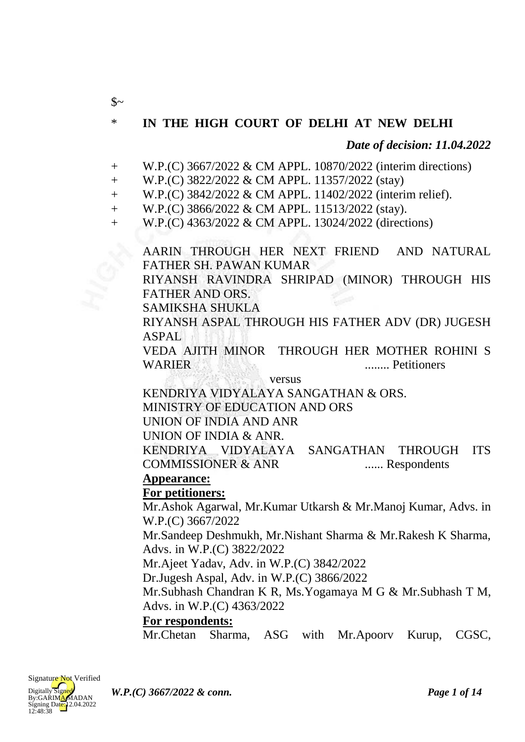$~

\* **IN THE HIGH COURT OF DELHI AT NEW DELHI**

*Date of decision: 11.04.2022*

+ W.P.(C) 3667/2022 & CM APPL. 10870/2022 (interim directions)
+ W.P.(C) 3822/2022 & CM APPL. 11357/2022 (stay)
+ W.P.(C) 3842/2022 & CM APPL. 11402/2022 (interim relief).
+ W.P.(C) 3866/2022 & CM APPL. 11513/2022 (stay).
+ W.P.(C) 4363/2022 & CM APPL. 13024/2022 (directions)

AARIN THROUGH HER NEXT FRIEND AND NATURAL FATHER SH. PAWAN KUMAR
RIYANSH RAVINDRA SHRIPAD (MINOR) THROUGH HIS FATHER AND ORS.
SAMIKSHA SHUKLA
RIYANSH ASPAL THROUGH HIS FATHER ADV (DR) JUGESH ASPAL
VEDA AJITH MINOR THROUGH HER MOTHER ROHINI S WARIER ........ Petitioners

versus

KENDRIYA VIDYALAYA SANGATHAN & ORS.
MINISTRY OF EDUCATION AND ORS
UNION OF INDIA AND ANR
UNION OF INDIA & ANR.
KENDRIYA VIDYALAYA SANGATHAN THROUGH ITS COMMISSIONER & ANR ...... Respondents

**Appearance:**

**For petitioners:**

Mr.Ashok Agarwal, Mr.Kumar Utkarsh & Mr.Manoj Kumar, Advs. in W.P.(C) 3667/2022

Mr.Sandeep Deshmukh, Mr.Nishant Sharma & Mr.Rakesh K Sharma, Advs. in W.P.(C) 3822/2022

Mr.Ajeet Yadav, Adv. in W.P.(C) 3842/2022

Dr.Jugesh Aspal, Adv. in W.P.(C) 3866/2022

Mr.Subhash Chandran K R, Ms.Yogamaya M G & Mr.Subhash T M, Advs. in W.P.(C) 4363/2022

**For respondents:**

Mr.Chetan Sharma, ASG with Mr.Apoorv Kurup, CGSC,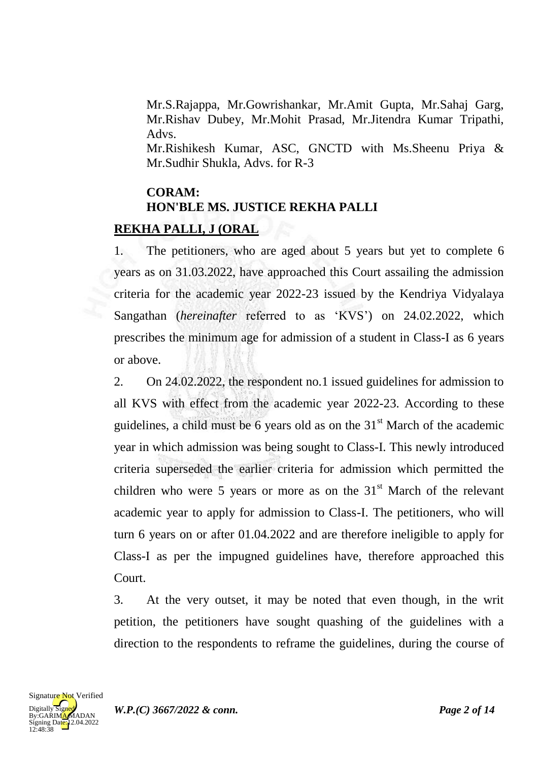Mr.S.Rajappa, Mr.Gowrishankar, Mr.Amit Gupta, Mr.Sahaj Garg, Mr.Rishav Dubey, Mr.Mohit Prasad, Mr.Jitendra Kumar Tripathi, Advs.

Mr.Rishikesh Kumar, ASC, GNCTD with Ms.Sheenu Priya & Mr.Sudhir Shukla, Advs. for R-3

**CORAM:**
**HON'BLE MS. JUSTICE REKHA PALLI**

**REKHA PALLI, J (ORAL**

1. The petitioners, who are aged about 5 years but yet to complete 6 years as on 31.03.2022, have approached this Court assailing the admission criteria for the academic year 2022-23 issued by the Kendriya Vidyalaya Sangathan (*hereinafter* referred to as 'KVS') on 24.02.2022, which prescribes the minimum age for admission of a student in Class-I as 6 years or above.

2. On 24.02.2022, the respondent no.1 issued guidelines for admission to all KVS with effect from the academic year 2022-23. According to these guidelines, a child must be 6 years old as on the 31st March of the academic year in which admission was being sought to Class-I. This newly introduced criteria superseded the earlier criteria for admission which permitted the children who were 5 years or more as on the 31st March of the relevant academic year to apply for admission to Class-I. The petitioners, who will turn 6 years on or after 01.04.2022 and are therefore ineligible to apply for Class-I as per the impugned guidelines have, therefore approached this Court.

3. At the very outset, it may be noted that even though, in the writ petition, the petitioners have sought quashing of the guidelines with a direction to the respondents to reframe the guidelines, during the course of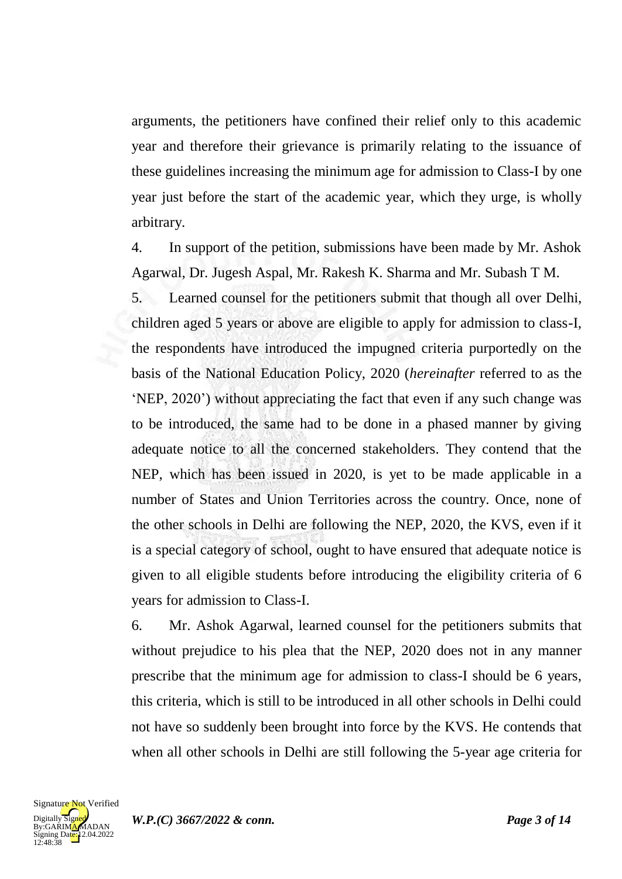arguments, the petitioners have confined their relief only to this academic year and therefore their grievance is primarily relating to the issuance of these guidelines increasing the minimum age for admission to Class-I by one year just before the start of the academic year, which they urge, is wholly arbitrary.

4. In support of the petition, submissions have been made by Mr. Ashok Agarwal, Dr. Jugesh Aspal, Mr. Rakesh K. Sharma and Mr. Subash T M.

5. Learned counsel for the petitioners submit that though all over Delhi, children aged 5 years or above are eligible to apply for admission to class-I, the respondents have introduced the impugned criteria purportedly on the basis of the National Education Policy, 2020 (*hereinafter* referred to as the 'NEP, 2020') without appreciating the fact that even if any such change was to be introduced, the same had to be done in a phased manner by giving adequate notice to all the concerned stakeholders. They contend that the NEP, which has been issued in 2020, is yet to be made applicable in a number of States and Union Territories across the country. Once, none of the other schools in Delhi are following the NEP, 2020, the KVS, even if it is a special category of school, ought to have ensured that adequate notice is given to all eligible students before introducing the eligibility criteria of 6 years for admission to Class-I.

6. Mr. Ashok Agarwal, learned counsel for the petitioners submits that without prejudice to his plea that the NEP, 2020 does not in any manner prescribe that the minimum age for admission to class-I should be 6 years, this criteria, which is still to be introduced in all other schools in Delhi could not have so suddenly been brought into force by the KVS. He contends that when all other schools in Delhi are still following the 5-year age criteria for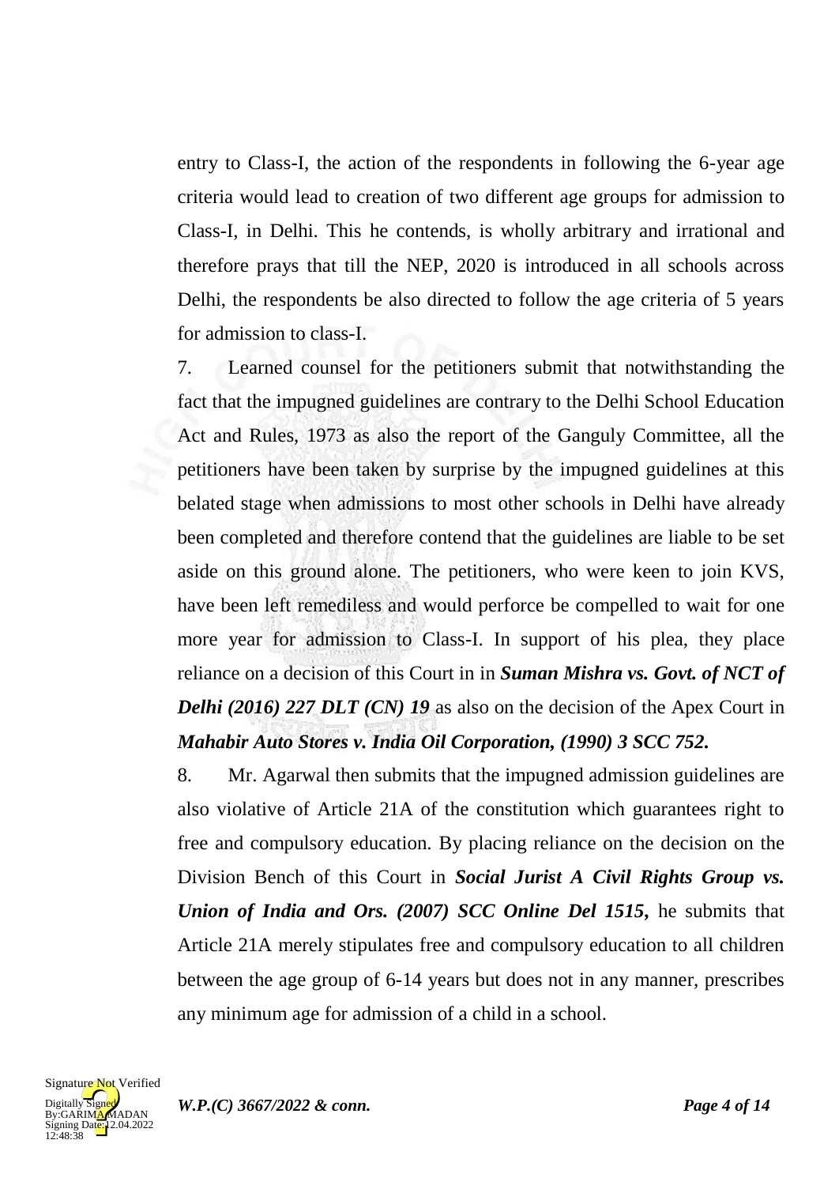entry to Class-I, the action of the respondents in following the 6-year age criteria would lead to creation of two different age groups for admission to Class-I, in Delhi. This he contends, is wholly arbitrary and irrational and therefore prays that till the NEP, 2020 is introduced in all schools across Delhi, the respondents be also directed to follow the age criteria of 5 years for admission to class-I.

7. Learned counsel for the petitioners submit that notwithstanding the fact that the impugned guidelines are contrary to the Delhi School Education Act and Rules, 1973 as also the report of the Ganguly Committee, all the petitioners have been taken by surprise by the impugned guidelines at this belated stage when admissions to most other schools in Delhi have already been completed and therefore contend that the guidelines are liable to be set aside on this ground alone. The petitioners, who were keen to join KVS, have been left remediless and would perforce be compelled to wait for one more year for admission to Class-I. In support of his plea, they place reliance on a decision of this Court in in ***Suman Mishra vs. Govt. of NCT of Delhi (2016) 227 DLT (CN) 19*** as also on the decision of the Apex Court in ***Mahabir Auto Stores v. India Oil Corporation, (1990) 3 SCC 752.***

8. Mr. Agarwal then submits that the impugned admission guidelines are also violative of Article 21A of the constitution which guarantees right to free and compulsory education. By placing reliance on the decision on the Division Bench of this Court in ***Social Jurist A Civil Rights Group vs. Union of India and Ors. (2007) SCC Online Del 1515***, he submits that Article 21A merely stipulates free and compulsory education to all children between the age group of 6-14 years but does not in any manner, prescribes any minimum age for admission of a child in a school.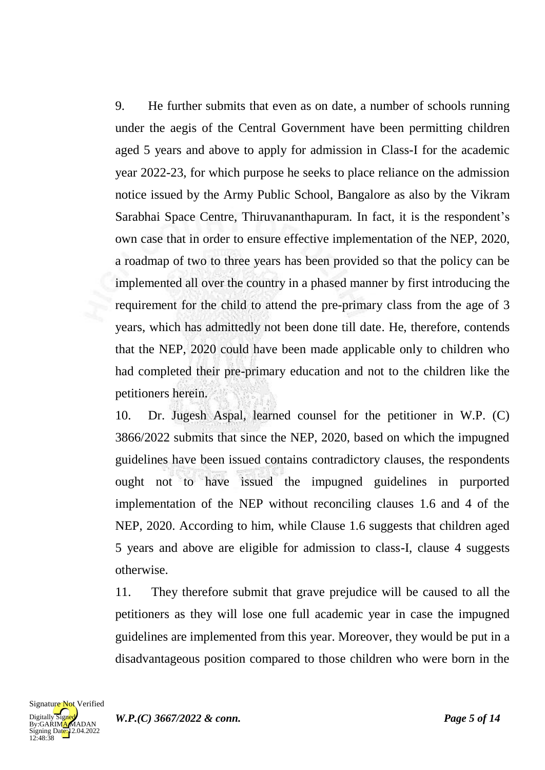9. He further submits that even as on date, a number of schools running under the aegis of the Central Government have been permitting children aged 5 years and above to apply for admission in Class-I for the academic year 2022-23, for which purpose he seeks to place reliance on the admission notice issued by the Army Public School, Bangalore as also by the Vikram Sarabhai Space Centre, Thiruvananthapuram. In fact, it is the respondent's own case that in order to ensure effective implementation of the NEP, 2020, a roadmap of two to three years has been provided so that the policy can be implemented all over the country in a phased manner by first introducing the requirement for the child to attend the pre-primary class from the age of 3 years, which has admittedly not been done till date. He, therefore, contends that the NEP, 2020 could have been made applicable only to children who had completed their pre-primary education and not to the children like the petitioners herein.

10. Dr. Jugesh Aspal, learned counsel for the petitioner in W.P. (C) 3866/2022 submits that since the NEP, 2020, based on which the impugned guidelines have been issued contains contradictory clauses, the respondents ought not to have issued the impugned guidelines in purported implementation of the NEP without reconciling clauses 1.6 and 4 of the NEP, 2020. According to him, while Clause 1.6 suggests that children aged 5 years and above are eligible for admission to class-I, clause 4 suggests otherwise.

11. They therefore submit that grave prejudice will be caused to all the petitioners as they will lose one full academic year in case the impugned guidelines are implemented from this year. Moreover, they would be put in a disadvantageous position compared to those children who were born in the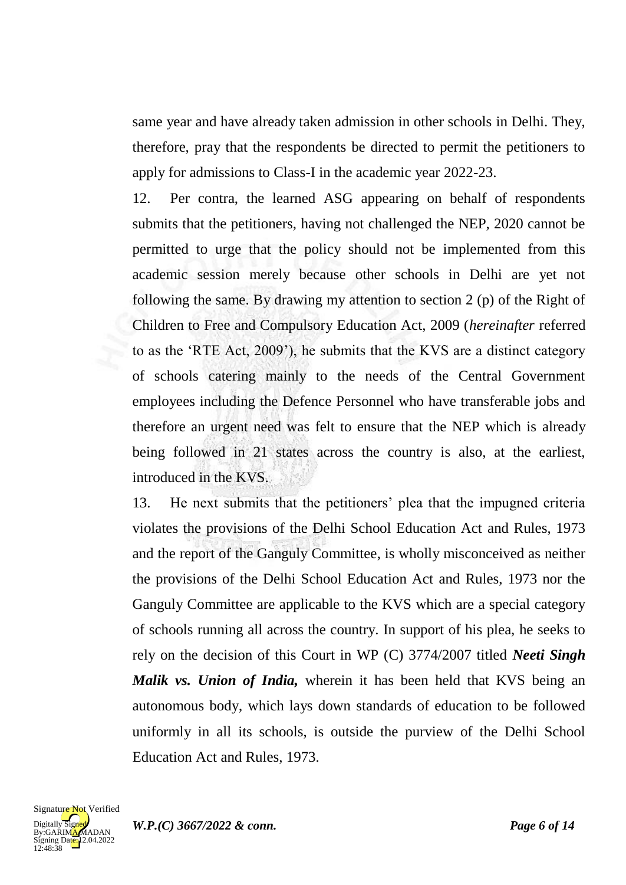same year and have already taken admission in other schools in Delhi. They, therefore, pray that the respondents be directed to permit the petitioners to apply for admissions to Class-I in the academic year 2022-23.

12. Per contra, the learned ASG appearing on behalf of respondents submits that the petitioners, having not challenged the NEP, 2020 cannot be permitted to urge that the policy should not be implemented from this academic session merely because other schools in Delhi are yet not following the same. By drawing my attention to section 2 (p) of the Right of Children to Free and Compulsory Education Act, 2009 (*hereinafter* referred to as the 'RTE Act, 2009'), he submits that the KVS are a distinct category of schools catering mainly to the needs of the Central Government employees including the Defence Personnel who have transferable jobs and therefore an urgent need was felt to ensure that the NEP which is already being followed in 21 states across the country is also, at the earliest, introduced in the KVS.

13. He next submits that the petitioners' plea that the impugned criteria violates the provisions of the Delhi School Education Act and Rules, 1973 and the report of the Ganguly Committee, is wholly misconceived as neither the provisions of the Delhi School Education Act and Rules, 1973 nor the Ganguly Committee are applicable to the KVS which are a special category of schools running all across the country. In support of his plea, he seeks to rely on the decision of this Court in WP (C) 3774/2007 titled ***Neeti Singh Malik vs. Union of India,*** wherein it has been held that KVS being an autonomous body, which lays down standards of education to be followed uniformly in all its schools, is outside the purview of the Delhi School Education Act and Rules, 1973.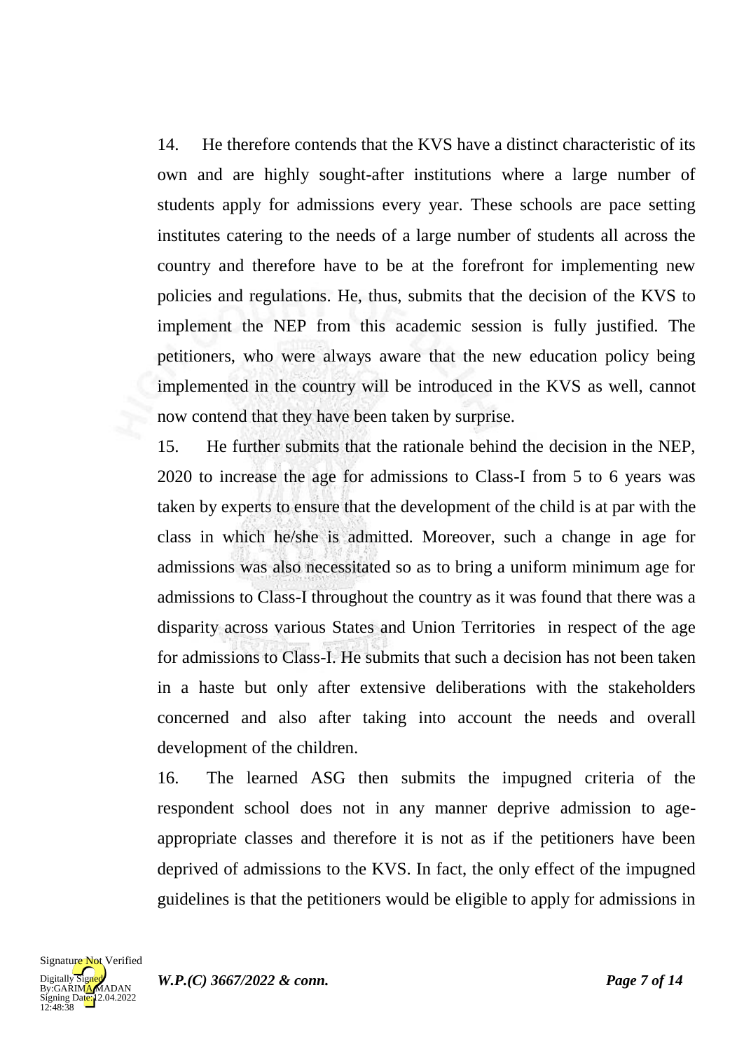14. He therefore contends that the KVS have a distinct characteristic of its own and are highly sought-after institutions where a large number of students apply for admissions every year. These schools are pace setting institutes catering to the needs of a large number of students all across the country and therefore have to be at the forefront for implementing new policies and regulations. He, thus, submits that the decision of the KVS to implement the NEP from this academic session is fully justified. The petitioners, who were always aware that the new education policy being implemented in the country will be introduced in the KVS as well, cannot now contend that they have been taken by surprise.

15. He further submits that the rationale behind the decision in the NEP, 2020 to increase the age for admissions to Class-I from 5 to 6 years was taken by experts to ensure that the development of the child is at par with the class in which he/she is admitted. Moreover, such a change in age for admissions was also necessitated so as to bring a uniform minimum age for admissions to Class-I throughout the country as it was found that there was a disparity across various States and Union Territories in respect of the age for admissions to Class-I. He submits that such a decision has not been taken in a haste but only after extensive deliberations with the stakeholders concerned and also after taking into account the needs and overall development of the children.

16. The learned ASG then submits the impugned criteria of the respondent school does not in any manner deprive admission to age-appropriate classes and therefore it is not as if the petitioners have been deprived of admissions to the KVS. In fact, the only effect of the impugned guidelines is that the petitioners would be eligible to apply for admissions in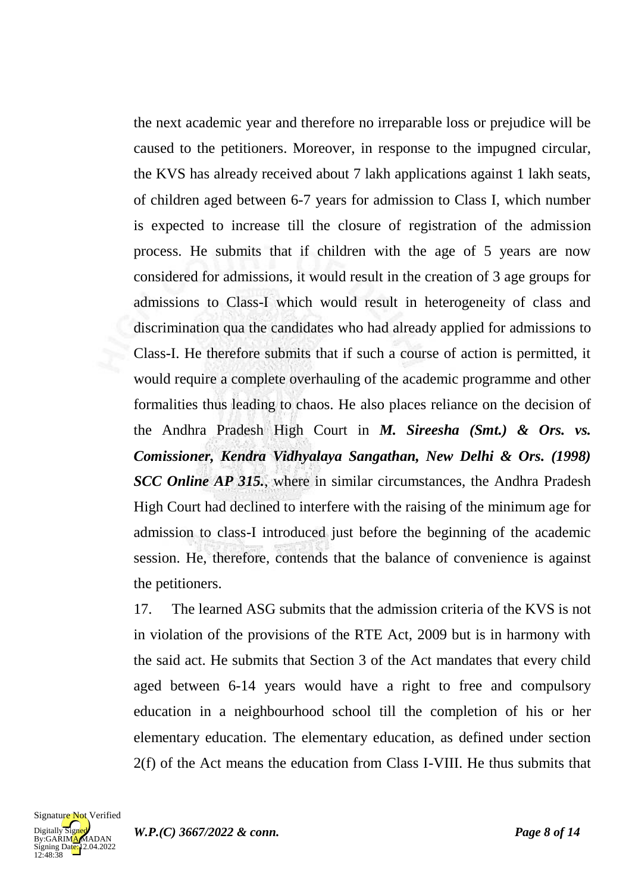the next academic year and therefore no irreparable loss or prejudice will be caused to the petitioners. Moreover, in response to the impugned circular, the KVS has already received about 7 lakh applications against 1 lakh seats, of children aged between 6-7 years for admission to Class I, which number is expected to increase till the closure of registration of the admission process. He submits that if children with the age of 5 years are now considered for admissions, it would result in the creation of 3 age groups for admissions to Class-I which would result in heterogeneity of class and discrimination qua the candidates who had already applied for admissions to Class-I. He therefore submits that if such a course of action is permitted, it would require a complete overhauling of the academic programme and other formalities thus leading to chaos. He also places reliance on the decision of the Andhra Pradesh High Court in ***M. Sireesha (Smt.) & Ors. vs. Comissioner, Kendra Vidhyalaya Sangathan, New Delhi & Ors. (1998) SCC Online AP 315.***, where in similar circumstances, the Andhra Pradesh High Court had declined to interfere with the raising of the minimum age for admission to class-I introduced just before the beginning of the academic session. He, therefore, contends that the balance of convenience is against the petitioners.

17. The learned ASG submits that the admission criteria of the KVS is not in violation of the provisions of the RTE Act, 2009 but is in harmony with the said act. He submits that Section 3 of the Act mandates that every child aged between 6-14 years would have a right to free and compulsory education in a neighbourhood school till the completion of his or her elementary education. The elementary education, as defined under section 2(f) of the Act means the education from Class I-VIII. He thus submits that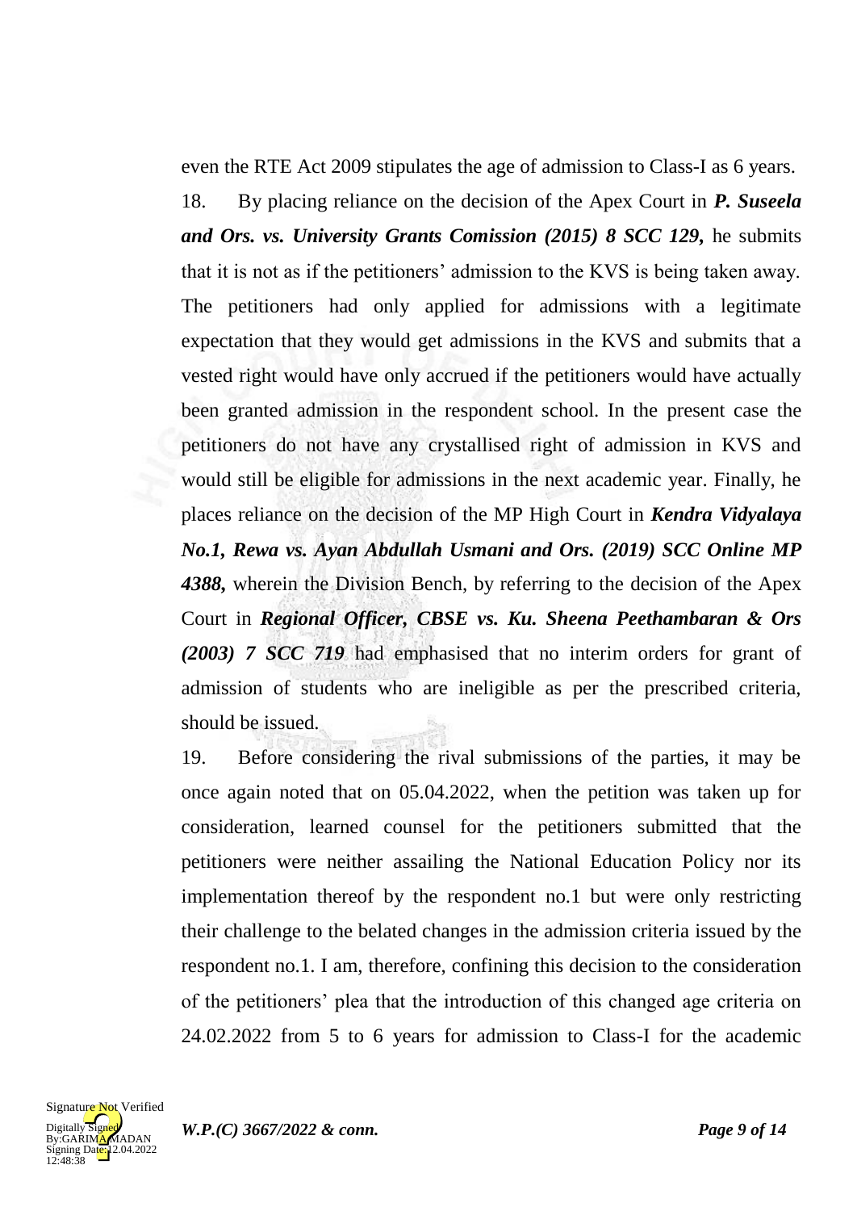even the RTE Act 2009 stipulates the age of admission to Class-I as 6 years.

18. By placing reliance on the decision of the Apex Court in ***P. Suseela and Ors. vs. University Grants Comission (2015) 8 SCC 129,*** he submits that it is not as if the petitioners' admission to the KVS is being taken away. The petitioners had only applied for admissions with a legitimate expectation that they would get admissions in the KVS and submits that a vested right would have only accrued if the petitioners would have actually been granted admission in the respondent school. In the present case the petitioners do not have any crystallised right of admission in KVS and would still be eligible for admissions in the next academic year. Finally, he places reliance on the decision of the MP High Court in ***Kendra Vidyalaya No.1, Rewa vs. Ayan Abdullah Usmani and Ors. (2019) SCC Online MP 4388,*** wherein the Division Bench, by referring to the decision of the Apex Court in ***Regional Officer, CBSE vs. Ku. Sheena Peethambaran & Ors (2003) 7 SCC 719*** had emphasised that no interim orders for grant of admission of students who are ineligible as per the prescribed criteria, should be issued.

19. Before considering the rival submissions of the parties, it may be once again noted that on 05.04.2022, when the petition was taken up for consideration, learned counsel for the petitioners submitted that the petitioners were neither assailing the National Education Policy nor its implementation thereof by the respondent no.1 but were only restricting their challenge to the belated changes in the admission criteria issued by the respondent no.1. I am, therefore, confining this decision to the consideration of the petitioners' plea that the introduction of this changed age criteria on 24.02.2022 from 5 to 6 years for admission to Class-I for the academic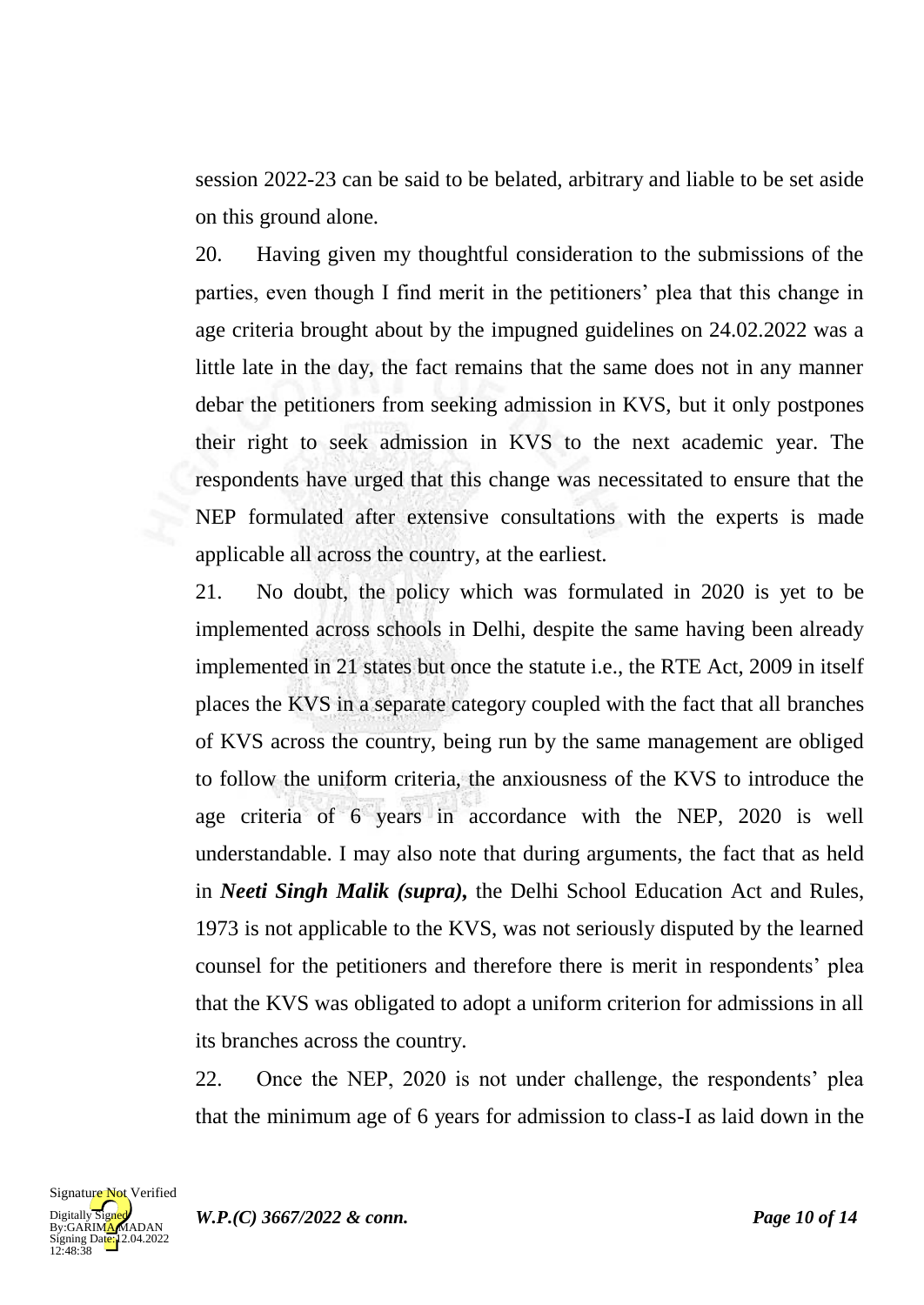session 2022-23 can be said to be belated, arbitrary and liable to be set aside on this ground alone.

20. Having given my thoughtful consideration to the submissions of the parties, even though I find merit in the petitioners' plea that this change in age criteria brought about by the impugned guidelines on 24.02.2022 was a little late in the day, the fact remains that the same does not in any manner debar the petitioners from seeking admission in KVS, but it only postpones their right to seek admission in KVS to the next academic year. The respondents have urged that this change was necessitated to ensure that the NEP formulated after extensive consultations with the experts is made applicable all across the country, at the earliest.

21. No doubt, the policy which was formulated in 2020 is yet to be implemented across schools in Delhi, despite the same having been already implemented in 21 states but once the statute i.e., the RTE Act, 2009 in itself places the KVS in a separate category coupled with the fact that all branches of KVS across the country, being run by the same management are obliged to follow the uniform criteria, the anxiousness of the KVS to introduce the age criteria of 6 years in accordance with the NEP, 2020 is well understandable. I may also note that during arguments, the fact that as held in ***Neeti Singh Malik (supra)***, the Delhi School Education Act and Rules, 1973 is not applicable to the KVS, was not seriously disputed by the learned counsel for the petitioners and therefore there is merit in respondents' plea that the KVS was obligated to adopt a uniform criterion for admissions in all its branches across the country.

22. Once the NEP, 2020 is not under challenge, the respondents' plea that the minimum age of 6 years for admission to class-I as laid down in the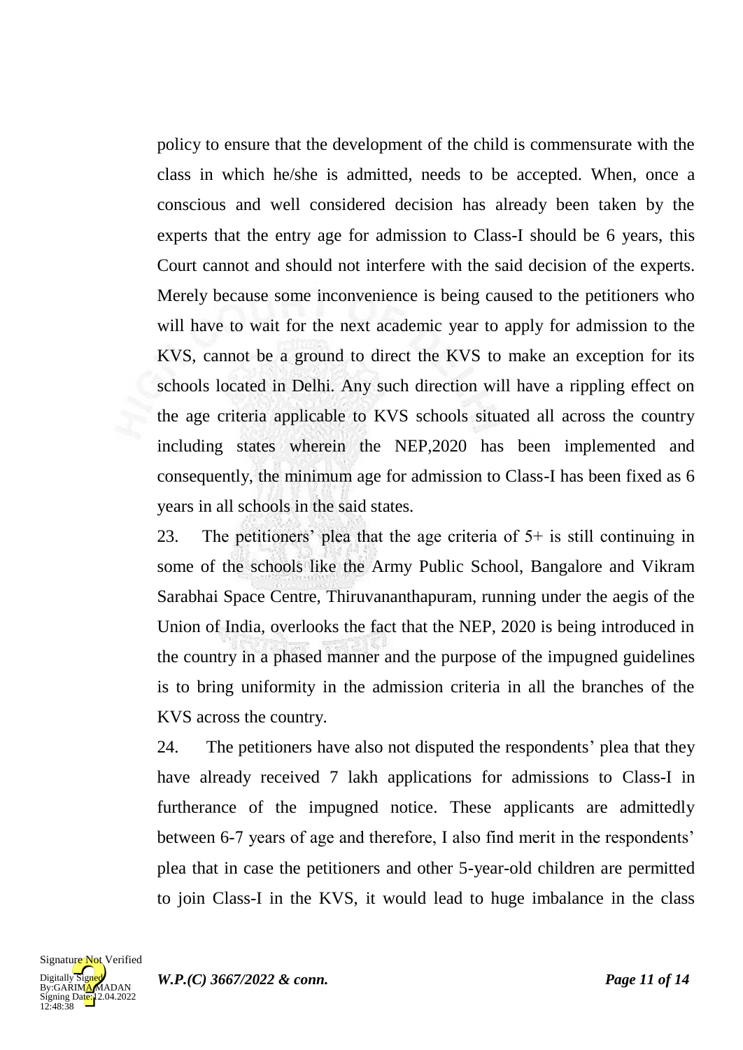policy to ensure that the development of the child is commensurate with the class in which he/she is admitted, needs to be accepted. When, once a conscious and well considered decision has already been taken by the experts that the entry age for admission to Class-I should be 6 years, this Court cannot and should not interfere with the said decision of the experts. Merely because some inconvenience is being caused to the petitioners who will have to wait for the next academic year to apply for admission to the KVS, cannot be a ground to direct the KVS to make an exception for its schools located in Delhi. Any such direction will have a rippling effect on the age criteria applicable to KVS schools situated all across the country including states wherein the NEP,2020 has been implemented and consequently, the minimum age for admission to Class-I has been fixed as 6 years in all schools in the said states.

23. The petitioners' plea that the age criteria of 5+ is still continuing in some of the schools like the Army Public School, Bangalore and Vikram Sarabhai Space Centre, Thiruvananthapuram, running under the aegis of the Union of India, overlooks the fact that the NEP, 2020 is being introduced in the country in a phased manner and the purpose of the impugned guidelines is to bring uniformity in the admission criteria in all the branches of the KVS across the country.

24. The petitioners have also not disputed the respondents' plea that they have already received 7 lakh applications for admissions to Class-I in furtherance of the impugned notice. These applicants are admittedly between 6-7 years of age and therefore, I also find merit in the respondents' plea that in case the petitioners and other 5-year-old children are permitted to join Class-I in the KVS, it would lead to huge imbalance in the class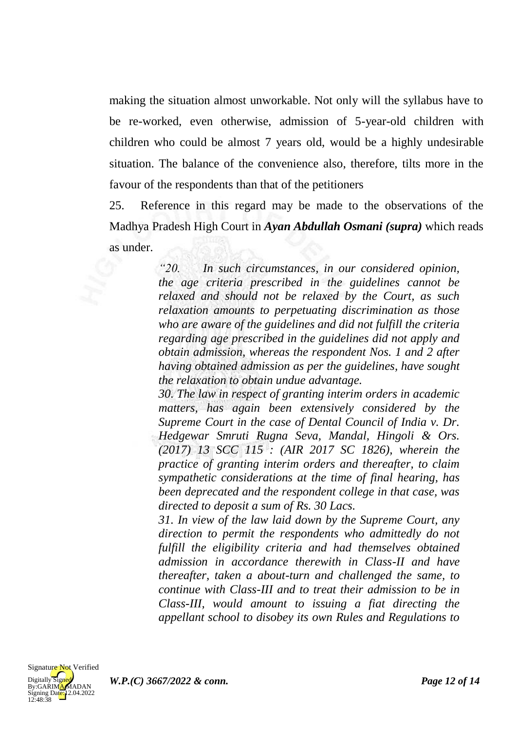making the situation almost unworkable. Not only will the syllabus have to be re-worked, even otherwise, admission of 5-year-old children with children who could be almost 7 years old, would be a highly undesirable situation. The balance of the convenience also, therefore, tilts more in the favour of the respondents than that of the petitioners

25. Reference in this regard may be made to the observations of the Madhya Pradesh High Court in ***Ayan Abdullah Osmani (supra)*** which reads as under.

> *"20. In such circumstances, in our considered opinion, the age criteria prescribed in the guidelines cannot be relaxed and should not be relaxed by the Court, as such relaxation amounts to perpetuating discrimination as those who are aware of the guidelines and did not fulfill the criteria regarding age prescribed in the guidelines did not apply and obtain admission, whereas the respondent Nos. 1 and 2 after having obtained admission as per the guidelines, have sought the relaxation to obtain undue advantage.*
>
> *30. The law in respect of granting interim orders in academic matters, has again been extensively considered by the Supreme Court in the case of Dental Council of India v. Dr. Hedgewar Smruti Rugna Seva, Mandal, Hingoli & Ors. (2017) 13 SCC 115 : (AIR 2017 SC 1826), wherein the practice of granting interim orders and thereafter, to claim sympathetic considerations at the time of final hearing, has been deprecated and the respondent college in that case, was directed to deposit a sum of Rs. 30 Lacs.*
>
> *31. In view of the law laid down by the Supreme Court, any direction to permit the respondents who admittedly do not fulfill the eligibility criteria and had themselves obtained admission in accordance therewith in Class-II and have thereafter, taken a about-turn and challenged the same, to continue with Class-III and to treat their admission to be in Class-III, would amount to issuing a fiat directing the appellant school to disobey its own Rules and Regulations to*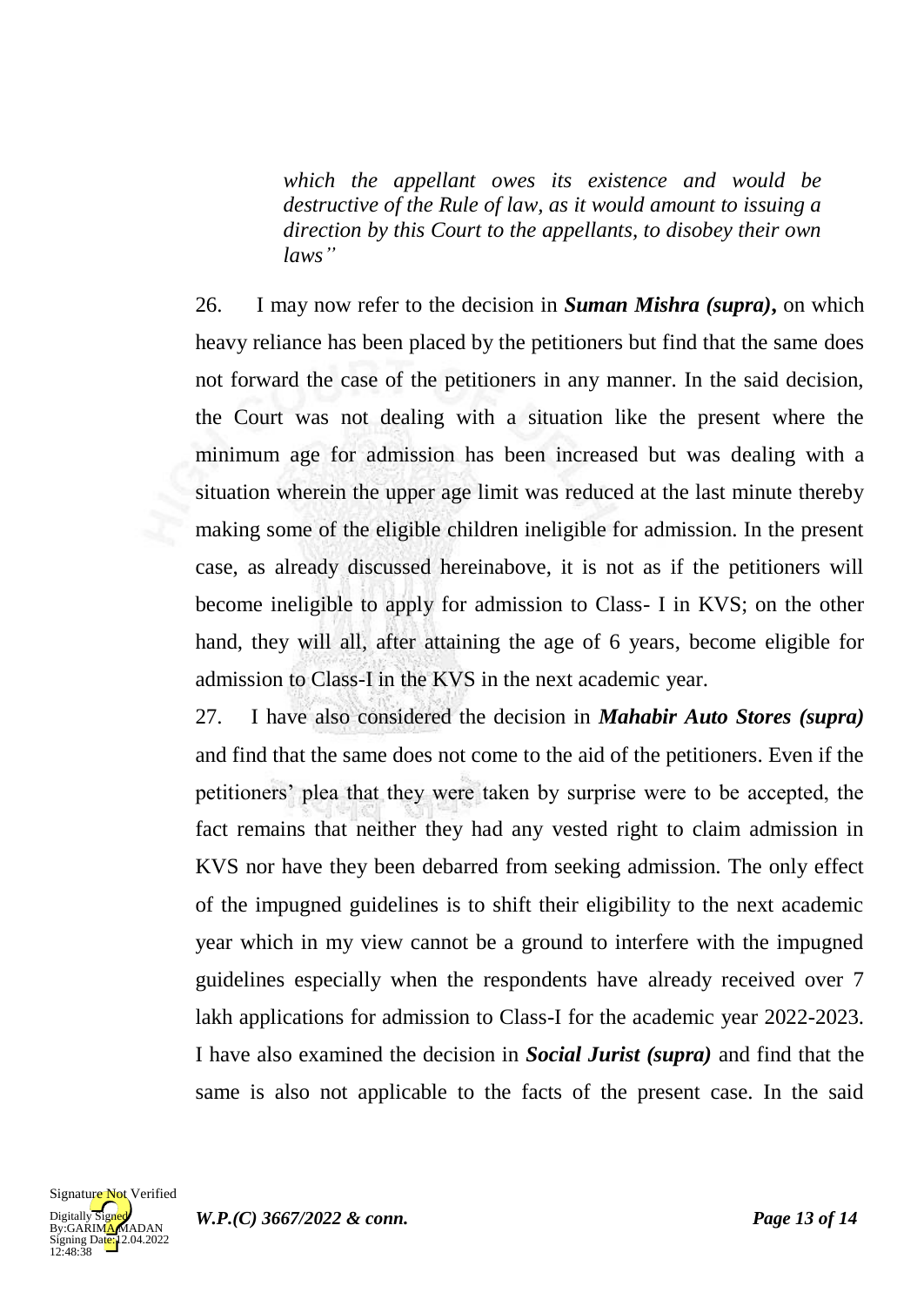*which the appellant owes its existence and would be destructive of the Rule of law, as it would amount to issuing a direction by this Court to the appellants, to disobey their own laws"*

26. I may now refer to the decision in ***Suman Mishra (supra)***, on which heavy reliance has been placed by the petitioners but find that the same does not forward the case of the petitioners in any manner. In the said decision, the Court was not dealing with a situation like the present where the minimum age for admission has been increased but was dealing with a situation wherein the upper age limit was reduced at the last minute thereby making some of the eligible children ineligible for admission. In the present case, as already discussed hereinabove, it is not as if the petitioners will become ineligible to apply for admission to Class- I in KVS; on the other hand, they will all, after attaining the age of 6 years, become eligible for admission to Class-I in the KVS in the next academic year.

27. I have also considered the decision in ***Mahabir Auto Stores (supra)*** and find that the same does not come to the aid of the petitioners. Even if the petitioners' plea that they were taken by surprise were to be accepted, the fact remains that neither they had any vested right to claim admission in KVS nor have they been debarred from seeking admission. The only effect of the impugned guidelines is to shift their eligibility to the next academic year which in my view cannot be a ground to interfere with the impugned guidelines especially when the respondents have already received over 7 lakh applications for admission to Class-I for the academic year 2022-2023. I have also examined the decision in ***Social Jurist (supra)*** and find that the same is also not applicable to the facts of the present case. In the said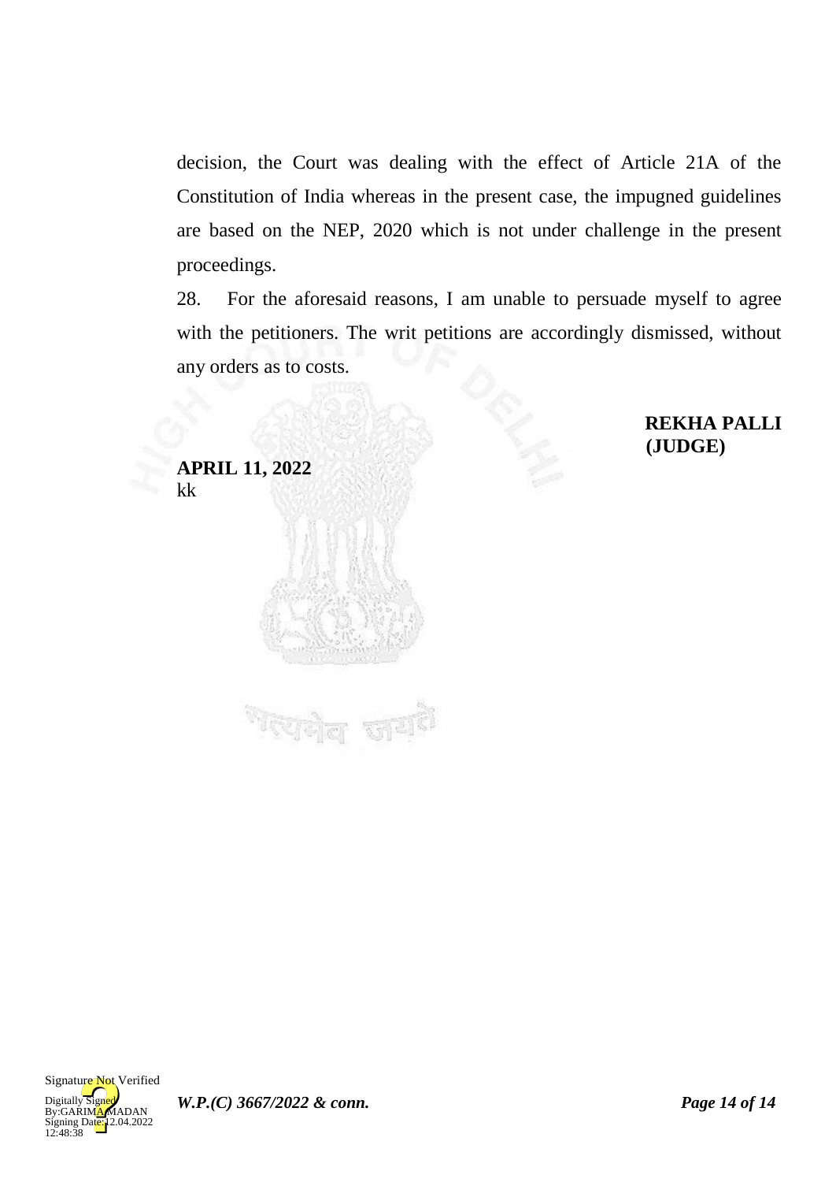decision, the Court was dealing with the effect of Article 21A of the Constitution of India whereas in the present case, the impugned guidelines are based on the NEP, 2020 which is not under challenge in the present proceedings.

28. For the aforesaid reasons, I am unable to persuade myself to agree with the petitioners. The writ petitions are accordingly dismissed, without any orders as to costs.

**REKHA PALLI**
**(JUDGE)**

**APRIL 11, 2022**
kk